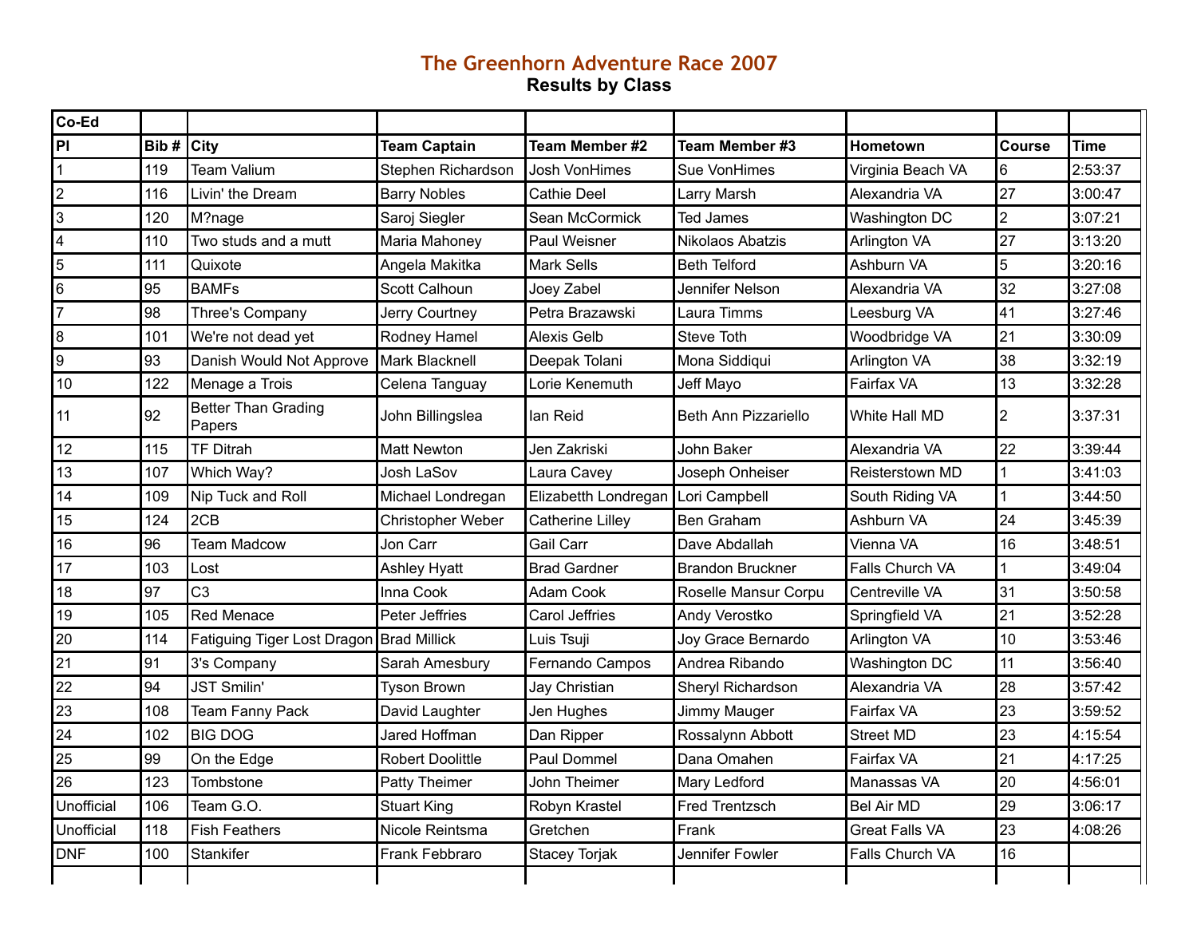# The Greenhorn Adventure Race 2007

## Results by Class

| Co-Ed | | | | | | | | |
|---|---|---|---|---|---|---|---|---|
| Pl | Bib # | City | Team Captain | Team Member #2 | Team Member #3 | Hometown | Course | Time |
| 1 | 119 | Team Valium | Stephen Richardson | Josh VonHimes | Sue VonHimes | Virginia Beach VA | 6 | 2:53:37 |
| 2 | 116 | Livin' the Dream | Barry Nobles | Cathie Deel | Larry Marsh | Alexandria VA | 27 | 3:00:47 |
| 3 | 120 | M?nage | Saroj Siegler | Sean McCormick | Ted James | Washington DC | 2 | 3:07:21 |
| 4 | 110 | Two studs and a mutt | Maria Mahoney | Paul Weisner | Nikolaos Abatzis | Arlington VA | 27 | 3:13:20 |
| 5 | 111 | Quixote | Angela Makitka | Mark Sells | Beth Telford | Ashburn VA | 5 | 3:20:16 |
| 6 | 95 | BAMFs | Scott Calhoun | Joey Zabel | Jennifer Nelson | Alexandria VA | 32 | 3:27:08 |
| 7 | 98 | Three's Company | Jerry Courtney | Petra Brazawski | Laura Timms | Leesburg VA | 41 | 3:27:46 |
| 8 | 101 | We're not dead yet | Rodney Hamel | Alexis Gelb | Steve Toth | Woodbridge VA | 21 | 3:30:09 |
| 9 | 93 | Danish Would Not Approve | Mark Blacknell | Deepak Tolani | Mona Siddiqui | Arlington VA | 38 | 3:32:19 |
| 10 | 122 | Menage a Trois | Celena Tanguay | Lorie Kenemuth | Jeff Mayo | Fairfax VA | 13 | 3:32:28 |
| 11 | 92 | Better Than Grading Papers | John Billingslea | Ian Reid | Beth Ann Pizzariello | White Hall MD | 2 | 3:37:31 |
| 12 | 115 | TF Ditrah | Matt Newton | Jen Zakriski | John Baker | Alexandria VA | 22 | 3:39:44 |
| 13 | 107 | Which Way? | Josh LaSov | Laura Cavey | Joseph Onheiser | Reisterstown MD | 1 | 3:41:03 |
| 14 | 109 | Nip Tuck and Roll | Michael Londregan | Elizabetth Londregan | Lori Campbell | South Riding VA | 1 | 3:44:50 |
| 15 | 124 | 2CB | Christopher Weber | Catherine Lilley | Ben Graham | Ashburn VA | 24 | 3:45:39 |
| 16 | 96 | Team Madcow | Jon Carr | Gail Carr | Dave Abdallah | Vienna VA | 16 | 3:48:51 |
| 17 | 103 | Lost | Ashley Hyatt | Brad Gardner | Brandon Bruckner | Falls Church VA | 1 | 3:49:04 |
| 18 | 97 | C3 | Inna Cook | Adam Cook | Roselle Mansur Corpu | Centreville VA | 31 | 3:50:58 |
| 19 | 105 | Red Menace | Peter Jeffries | Carol Jeffries | Andy Verostko | Springfield VA | 21 | 3:52:28 |
| 20 | 114 | Fatiguing Tiger Lost Dragon | Brad Millick | Luis Tsuji | Joy Grace Bernardo | Arlington VA | 10 | 3:53:46 |
| 21 | 91 | 3's Company | Sarah Amesbury | Fernando Campos | Andrea Ribando | Washington DC | 11 | 3:56:40 |
| 22 | 94 | JST Smilin' | Tyson Brown | Jay Christian | Sheryl Richardson | Alexandria VA | 28 | 3:57:42 |
| 23 | 108 | Team Fanny Pack | David Laughter | Jen Hughes | Jimmy Mauger | Fairfax VA | 23 | 3:59:52 |
| 24 | 102 | BIG DOG | Jared Hoffman | Dan Ripper | Rossalynn Abbott | Street MD | 23 | 4:15:54 |
| 25 | 99 | On the Edge | Robert Doolittle | Paul Dommel | Dana Omahen | Fairfax VA | 21 | 4:17:25 |
| 26 | 123 | Tombstone | Patty Theimer | John Theimer | Mary Ledford | Manassas VA | 20 | 4:56:01 |
| Unofficial | 106 | Team G.O. | Stuart King | Robyn Krastel | Fred Trentzsch | Bel Air MD | 29 | 3:06:17 |
| Unofficial | 118 | Fish Feathers | Nicole Reintsma | Gretchen | Frank | Great Falls VA | 23 | 4:08:26 |
| DNF | 100 | Stankifer | Frank Febbraro | Stacey Torjak | Jennifer Fowler | Falls Church VA | 16 | |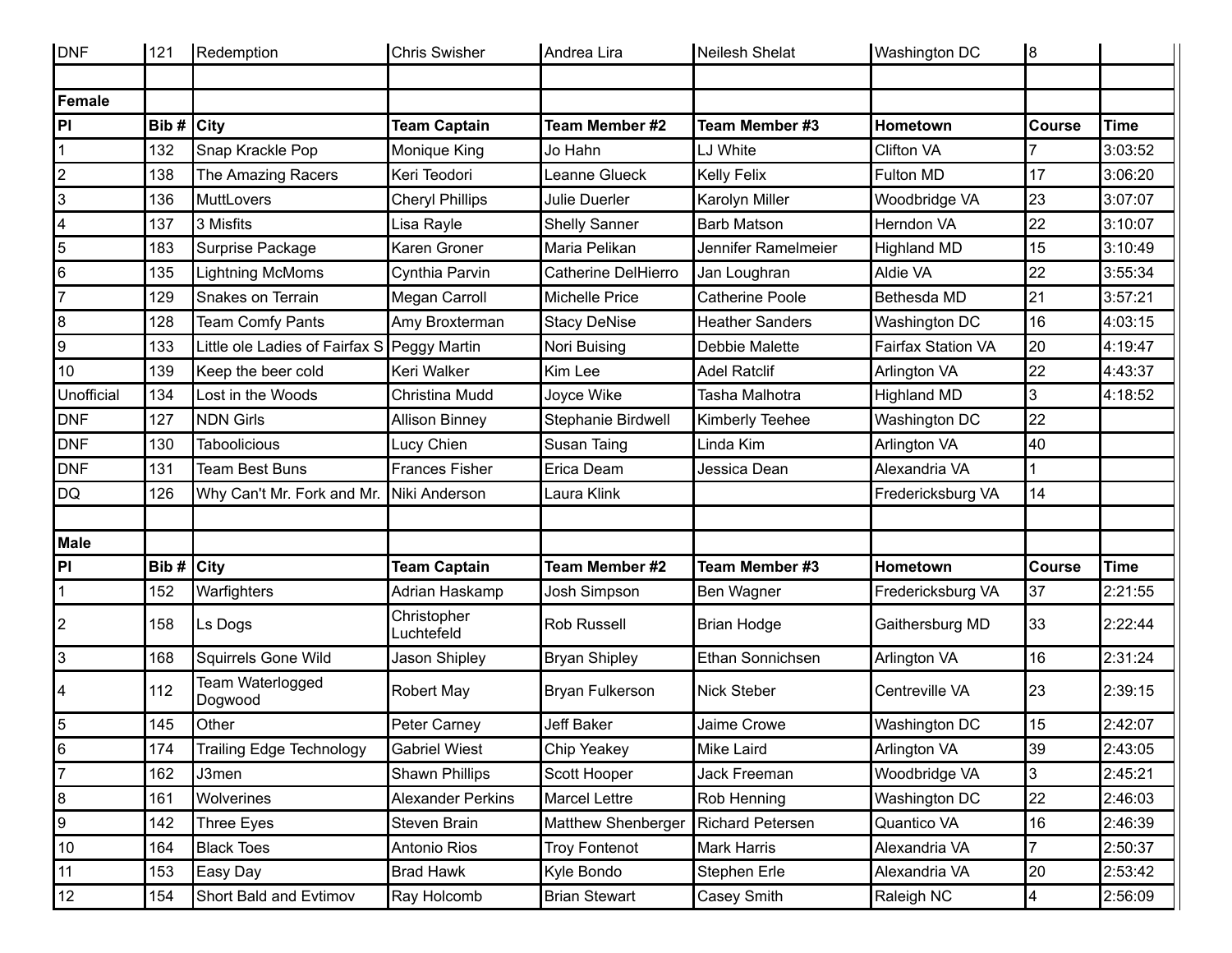| DNF | 121 | Redemption | Chris Swisher | Andrea Lira | Neilesh Shelat | Washington DC | 8 | |
|---|---|---|---|---|---|---|---|---|
| | | | | | | | | |
| **Female** | | | | | | | | |
| **Pl** | **Bib #** | **City** | **Team Captain** | **Team Member #2** | **Team Member #3** | **Hometown** | **Course** | **Time** |
| 1 | 132 | Snap Krackle Pop | Monique King | Jo Hahn | LJ White | Clifton VA | 7 | 3:03:52 |
| 2 | 138 | The Amazing Racers | Keri Teodori | Leanne Glueck | Kelly Felix | Fulton MD | 17 | 3:06:20 |
| 3 | 136 | MuttLovers | Cheryl Phillips | Julie Duerler | Karolyn Miller | Woodbridge VA | 23 | 3:07:07 |
| 4 | 137 | 3 Misfits | Lisa Rayle | Shelly Sanner | Barb Matson | Herndon VA | 22 | 3:10:07 |
| 5 | 183 | Surprise Package | Karen Groner | Maria Pelikan | Jennifer Ramelmeier | Highland MD | 15 | 3:10:49 |
| 6 | 135 | Lightning McMoms | Cynthia Parvin | Catherine DelHierro | Jan Loughran | Aldie VA | 22 | 3:55:34 |
| 7 | 129 | Snakes on Terrain | Megan Carroll | Michelle Price | Catherine Poole | Bethesda MD | 21 | 3:57:21 |
| 8 | 128 | Team Comfy Pants | Amy Broxterman | Stacy DeNise | Heather Sanders | Washington DC | 16 | 4:03:15 |
| 9 | 133 | Little ole Ladies of Fairfax S | Peggy Martin | Nori Buising | Debbie Malette | Fairfax Station VA | 20 | 4:19:47 |
| 10 | 139 | Keep the beer cold | Keri Walker | Kim Lee | Adel Ratclif | Arlington VA | 22 | 4:43:37 |
| Unofficial | 134 | Lost in the Woods | Christina Mudd | Joyce Wike | Tasha Malhotra | Highland MD | 3 | 4:18:52 |
| DNF | 127 | NDN Girls | Allison Binney | Stephanie Birdwell | Kimberly Teehee | Washington DC | 22 | |
| DNF | 130 | Taboolicious | Lucy Chien | Susan Taing | Linda Kim | Arlington VA | 40 | |
| DNF | 131 | Team Best Buns | Frances Fisher | Erica Deam | Jessica Dean | Alexandria VA | 1 | |
| DQ | 126 | Why Can't Mr. Fork and Mr. | Niki Anderson | Laura Klink | | Fredericksburg VA | 14 | |
| | | | | | | | | |
| **Male** | | | | | | | | |
| **Pl** | **Bib #** | **City** | **Team Captain** | **Team Member #2** | **Team Member #3** | **Hometown** | **Course** | **Time** |
| 1 | 152 | Warfighters | Adrian Haskamp | Josh Simpson | Ben Wagner | Fredericksburg VA | 37 | 2:21:55 |
| 2 | 158 | Ls Dogs | Christopher Luchtefeld | Rob Russell | Brian Hodge | Gaithersburg MD | 33 | 2:22:44 |
| 3 | 168 | Squirrels Gone Wild | Jason Shipley | Bryan Shipley | Ethan Sonnichsen | Arlington VA | 16 | 2:31:24 |
| 4 | 112 | Team Waterlogged Dogwood | Robert May | Bryan Fulkerson | Nick Steber | Centreville VA | 23 | 2:39:15 |
| 5 | 145 | Other | Peter Carney | Jeff Baker | Jaime Crowe | Washington DC | 15 | 2:42:07 |
| 6 | 174 | Trailing Edge Technology | Gabriel Wiest | Chip Yeakey | Mike Laird | Arlington VA | 39 | 2:43:05 |
| 7 | 162 | J3men | Shawn Phillips | Scott Hooper | Jack Freeman | Woodbridge VA | 3 | 2:45:21 |
| 8 | 161 | Wolverines | Alexander Perkins | Marcel Lettre | Rob Henning | Washington DC | 22 | 2:46:03 |
| 9 | 142 | Three Eyes | Steven Brain | Matthew Shenberger | Richard Petersen | Quantico VA | 16 | 2:46:39 |
| 10 | 164 | Black Toes | Antonio Rios | Troy Fontenot | Mark Harris | Alexandria VA | 7 | 2:50:37 |
| 11 | 153 | Easy Day | Brad Hawk | Kyle Bondo | Stephen Erle | Alexandria VA | 20 | 2:53:42 |
| 12 | 154 | Short Bald and Evtimov | Ray Holcomb | Brian Stewart | Casey Smith | Raleigh NC | 4 | 2:56:09 |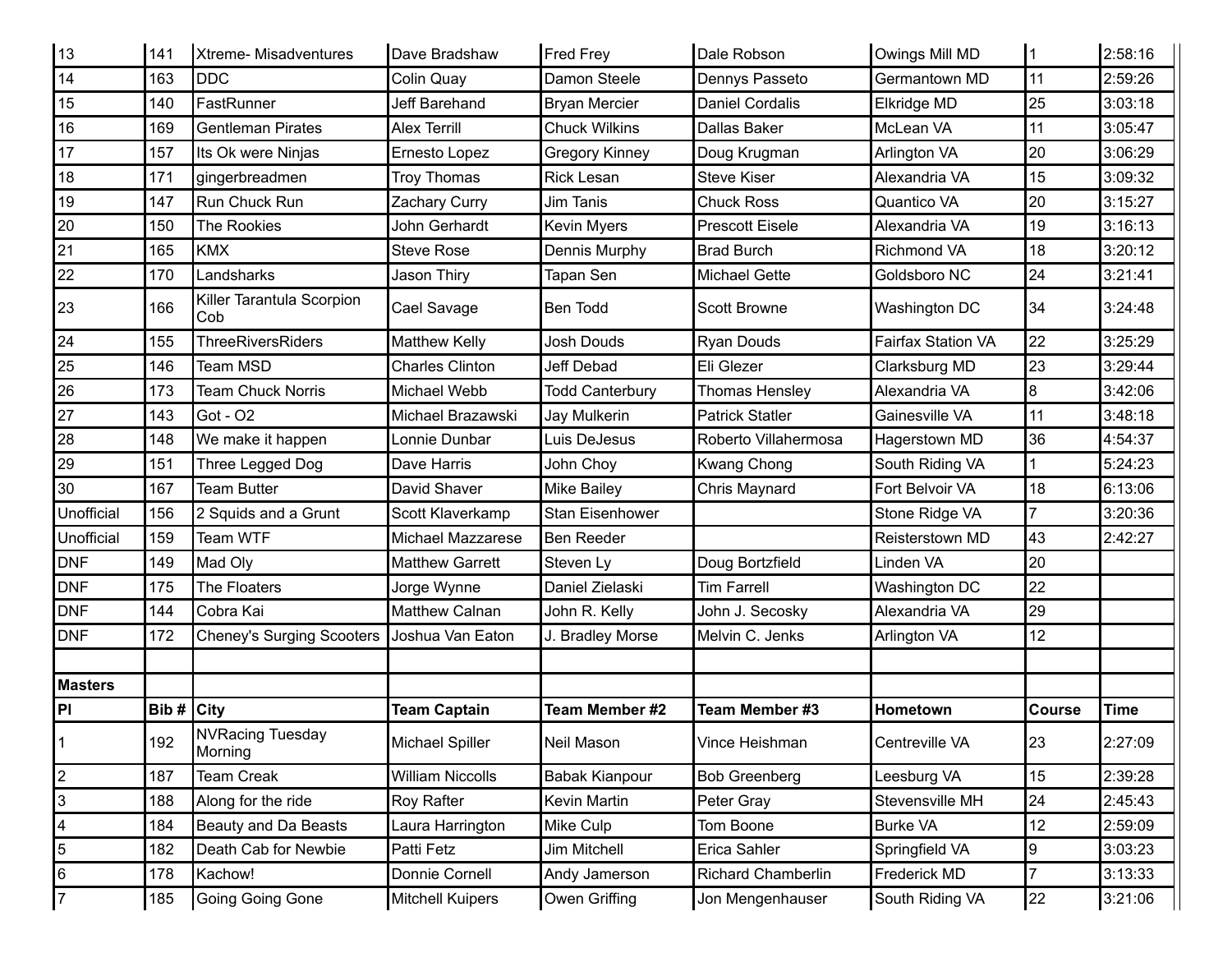| | | | | | | | | |
|---|---|---|---|---|---|---|---|---|
| 13 | 141 | Xtreme- Misadventures | Dave Bradshaw | Fred Frey | Dale Robson | Owings Mill MD | 1 | 2:58:16 |
| 14 | 163 | DDC | Colin Quay | Damon Steele | Dennys Passeto | Germantown MD | 11 | 2:59:26 |
| 15 | 140 | FastRunner | Jeff Barehand | Bryan Mercier | Daniel Cordalis | Elkridge MD | 25 | 3:03:18 |
| 16 | 169 | Gentleman Pirates | Alex Terrill | Chuck Wilkins | Dallas Baker | McLean VA | 11 | 3:05:47 |
| 17 | 157 | Its Ok were Ninjas | Ernesto Lopez | Gregory Kinney | Doug Krugman | Arlington VA | 20 | 3:06:29 |
| 18 | 171 | gingerbreadmen | Troy Thomas | Rick Lesan | Steve Kiser | Alexandria VA | 15 | 3:09:32 |
| 19 | 147 | Run Chuck Run | Zachary Curry | Jim Tanis | Chuck Ross | Quantico VA | 20 | 3:15:27 |
| 20 | 150 | The Rookies | John Gerhardt | Kevin Myers | Prescott Eisele | Alexandria VA | 19 | 3:16:13 |
| 21 | 165 | KMX | Steve Rose | Dennis Murphy | Brad Burch | Richmond VA | 18 | 3:20:12 |
| 22 | 170 | Landsharks | Jason Thiry | Tapan Sen | Michael Gette | Goldsboro NC | 24 | 3:21:41 |
| 23 | 166 | Killer Tarantula Scorpion Cob | Cael Savage | Ben Todd | Scott Browne | Washington DC | 34 | 3:24:48 |
| 24 | 155 | ThreeRiversRiders | Matthew Kelly | Josh Douds | Ryan Douds | Fairfax Station VA | 22 | 3:25:29 |
| 25 | 146 | Team MSD | Charles Clinton | Jeff Debad | Eli Glezer | Clarksburg MD | 23 | 3:29:44 |
| 26 | 173 | Team Chuck Norris | Michael Webb | Todd Canterbury | Thomas Hensley | Alexandria VA | 8 | 3:42:06 |
| 27 | 143 | Got - O2 | Michael Brazawski | Jay Mulkerin | Patrick Statler | Gainesville VA | 11 | 3:48:18 |
| 28 | 148 | We make it happen | Lonnie Dunbar | Luis DeJesus | Roberto Villahermosa | Hagerstown MD | 36 | 4:54:37 |
| 29 | 151 | Three Legged Dog | Dave Harris | John Choy | Kwang Chong | South Riding VA | 1 | 5:24:23 |
| 30 | 167 | Team Butter | David Shaver | Mike Bailey | Chris Maynard | Fort Belvoir VA | 18 | 6:13:06 |
| Unofficial | 156 | 2 Squids and a Grunt | Scott Klaverkamp | Stan Eisenhower | | Stone Ridge VA | 7 | 3:20:36 |
| Unofficial | 159 | Team WTF | Michael Mazzarese | Ben Reeder | | Reisterstown MD | 43 | 2:42:27 |
| DNF | 149 | Mad Oly | Matthew Garrett | Steven Ly | Doug Bortzfield | Linden VA | 20 | |
| DNF | 175 | The Floaters | Jorge Wynne | Daniel Zielaski | Tim Farrell | Washington DC | 22 | |
| DNF | 144 | Cobra Kai | Matthew Calnan | John R. Kelly | John J. Secosky | Alexandria VA | 29 | |
| DNF | 172 | Cheney's Surging Scooters | Joshua Van Eaton | J. Bradley Morse | Melvin C. Jenks | Arlington VA | 12 | |
| | | | | | | | | |
| **Masters** | | | | | | | | |
| **Pl** | **Bib #** | **City** | **Team Captain** | **Team Member #2** | **Team Member #3** | **Hometown** | **Course** | **Time** |
| 1 | 192 | NVRacing Tuesday Morning | Michael Spiller | Neil Mason | Vince Heishman | Centreville VA | 23 | 2:27:09 |
| 2 | 187 | Team Creak | William Niccolls | Babak Kianpour | Bob Greenberg | Leesburg VA | 15 | 2:39:28 |
| 3 | 188 | Along for the ride | Roy Rafter | Kevin Martin | Peter Gray | Stevensville MH | 24 | 2:45:43 |
| 4 | 184 | Beauty and Da Beasts | Laura Harrington | Mike Culp | Tom Boone | Burke VA | 12 | 2:59:09 |
| 5 | 182 | Death Cab for Newbie | Patti Fetz | Jim Mitchell | Erica Sahler | Springfield VA | 9 | 3:03:23 |
| 6 | 178 | Kachow! | Donnie Cornell | Andy Jamerson | Richard Chamberlin | Frederick MD | 7 | 3:13:33 |
| 7 | 185 | Going Going Gone | Mitchell Kuipers | Owen Griffing | Jon Mengenhauser | South Riding VA | 22 | 3:21:06 |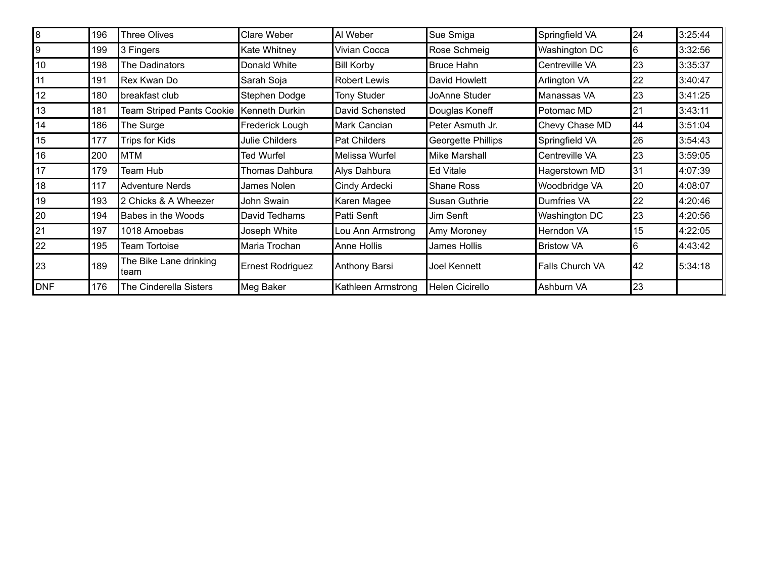| | | | | | | | | |
|---|---|---|---|---|---|---|---|---|
| 8 | 196 | Three Olives | Clare Weber | Al Weber | Sue Smiga | Springfield VA | 24 | 3:25:44 |
| 9 | 199 | 3 Fingers | Kate Whitney | Vivian Cocca | Rose Schmeig | Washington DC | 6 | 3:32:56 |
| 10 | 198 | The Dadinators | Donald White | Bill Korby | Bruce Hahn | Centreville VA | 23 | 3:35:37 |
| 11 | 191 | Rex Kwan Do | Sarah Soja | Robert Lewis | David Howlett | Arlington VA | 22 | 3:40:47 |
| 12 | 180 | breakfast club | Stephen Dodge | Tony Studer | JoAnne Studer | Manassas VA | 23 | 3:41:25 |
| 13 | 181 | Team Striped Pants Cookie | Kenneth Durkin | David Schensted | Douglas Koneff | Potomac MD | 21 | 3:43:11 |
| 14 | 186 | The Surge | Frederick Lough | Mark Cancian | Peter Asmuth Jr. | Chevy Chase MD | 44 | 3:51:04 |
| 15 | 177 | Trips for Kids | Julie Childers | Pat Childers | Georgette Phillips | Springfield VA | 26 | 3:54:43 |
| 16 | 200 | MTM | Ted Wurfel | Melissa Wurfel | Mike Marshall | Centreville VA | 23 | 3:59:05 |
| 17 | 179 | Team Hub | Thomas Dahbura | Alys Dahbura | Ed Vitale | Hagerstown MD | 31 | 4:07:39 |
| 18 | 117 | Adventure Nerds | James Nolen | Cindy Ardecki | Shane Ross | Woodbridge VA | 20 | 4:08:07 |
| 19 | 193 | 2 Chicks & A Wheezer | John Swain | Karen Magee | Susan Guthrie | Dumfries VA | 22 | 4:20:46 |
| 20 | 194 | Babes in the Woods | David Tedhams | Patti Senft | Jim Senft | Washington DC | 23 | 4:20:56 |
| 21 | 197 | 1018 Amoebas | Joseph White | Lou Ann Armstrong | Amy Moroney | Herndon VA | 15 | 4:22:05 |
| 22 | 195 | Team Tortoise | Maria Trochan | Anne Hollis | James Hollis | Bristow VA | 6 | 4:43:42 |
| 23 | 189 | The Bike Lane drinking team | Ernest Rodriguez | Anthony Barsi | Joel Kennett | Falls Church VA | 42 | 5:34:18 |
| DNF | 176 | The Cinderella Sisters | Meg Baker | Kathleen Armstrong | Helen Cicirello | Ashburn VA | 23 | |